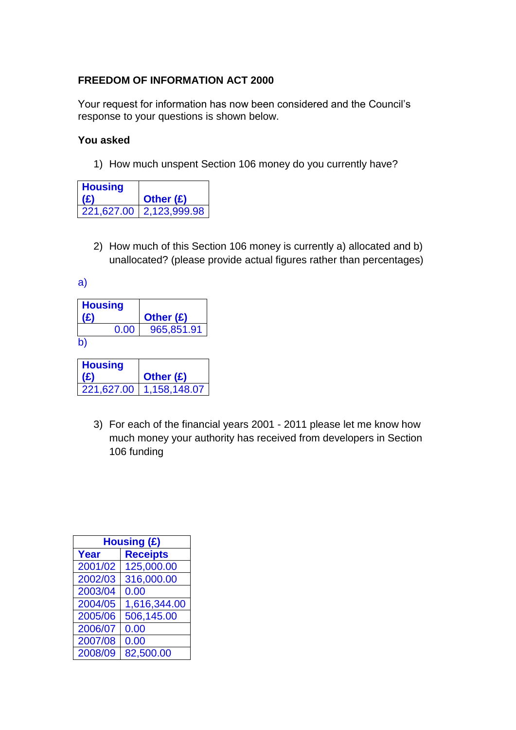**FREEDOM OF INFORMATION ACT 2000**

Your request for information has now been considered and the Council's response to your questions is shown below.

**You asked**

1) How much unspent Section 106 money do you currently have?

| Housing (£) | Other (£) |
|---|---|
| 221,627.00 | 2,123,999.98 |

2) How much of this Section 106 money is currently a) allocated and b) unallocated? (please provide actual figures rather than percentages)

a)

| Housing (£) | Other (£) |
|---|---|
| 0.00 | 965,851.91 |

b)

| Housing (£) | Other (£) |
|---|---|
| 221,627.00 | 1,158,148.07 |

3) For each of the financial years 2001 - 2011 please let me know how much money your authority has received from developers in Section 106 funding

| Housing (£) | |
|---|---|
| **Year** | **Receipts** |
| 2001/02 | 125,000.00 |
| 2002/03 | 316,000.00 |
| 2003/04 | 0.00 |
| 2004/05 | 1,616,344.00 |
| 2005/06 | 506,145.00 |
| 2006/07 | 0.00 |
| 2007/08 | 0.00 |
| 2008/09 | 82,500.00 |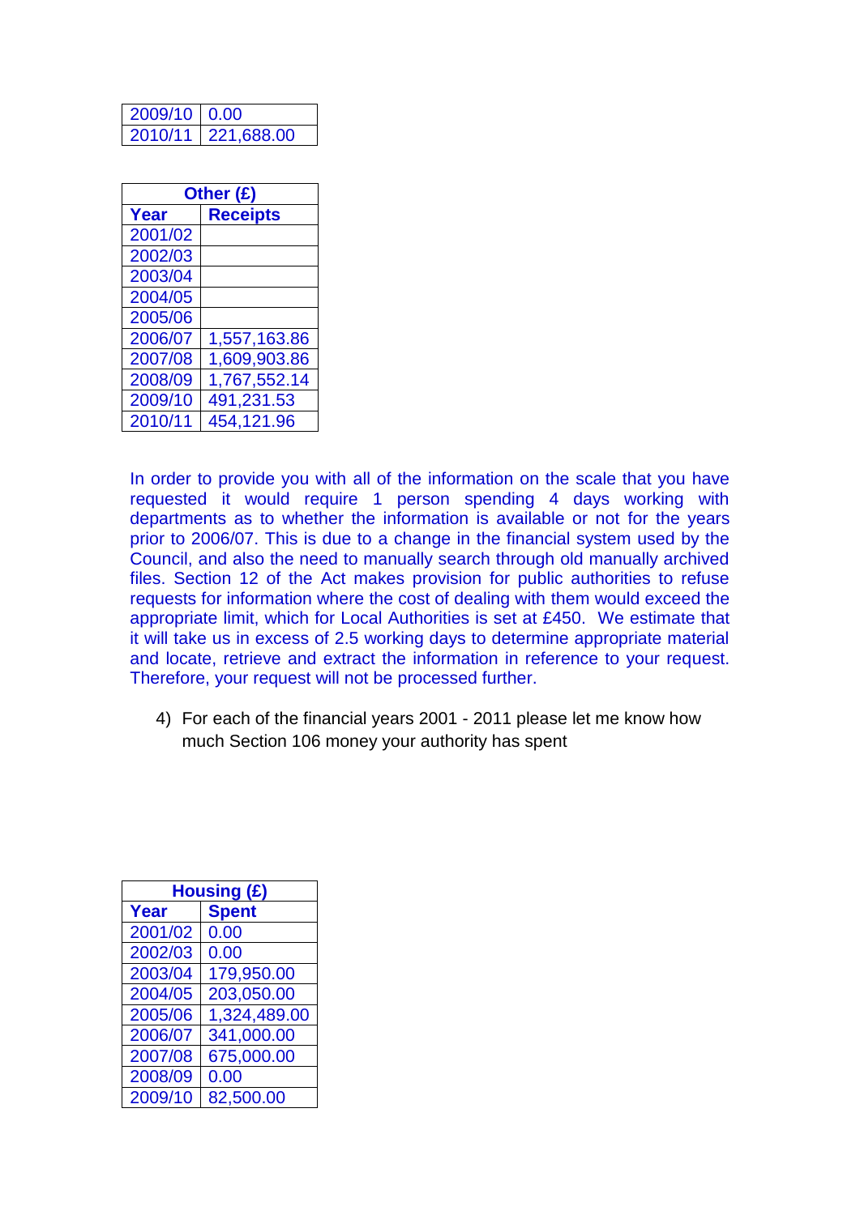| 2009/10 | 0.00 |
|---|---|
| 2010/11 | 221,688.00 |

| Other (£) | |
|---|---|
| **Year** | **Receipts** |
| 2001/02 | |
| 2002/03 | |
| 2003/04 | |
| 2004/05 | |
| 2005/06 | |
| 2006/07 | 1,557,163.86 |
| 2007/08 | 1,609,903.86 |
| 2008/09 | 1,767,552.14 |
| 2009/10 | 491,231.53 |
| 2010/11 | 454,121.96 |

In order to provide you with all of the information on the scale that you have requested it would require 1 person spending 4 days working with departments as to whether the information is available or not for the years prior to 2006/07. This is due to a change in the financial system used by the Council, and also the need to manually search through old manually archived files. Section 12 of the Act makes provision for public authorities to refuse requests for information where the cost of dealing with them would exceed the appropriate limit, which for Local Authorities is set at £450. We estimate that it will take us in excess of 2.5 working days to determine appropriate material and locate, retrieve and extract the information in reference to your request. Therefore, your request will not be processed further.

4) For each of the financial years 2001 - 2011 please let me know how much Section 106 money your authority has spent

| Housing (£) | |
|---|---|
| **Year** | **Spent** |
| 2001/02 | 0.00 |
| 2002/03 | 0.00 |
| 2003/04 | 179,950.00 |
| 2004/05 | 203,050.00 |
| 2005/06 | 1,324,489.00 |
| 2006/07 | 341,000.00 |
| 2007/08 | 675,000.00 |
| 2008/09 | 0.00 |
| 2009/10 | 82,500.00 |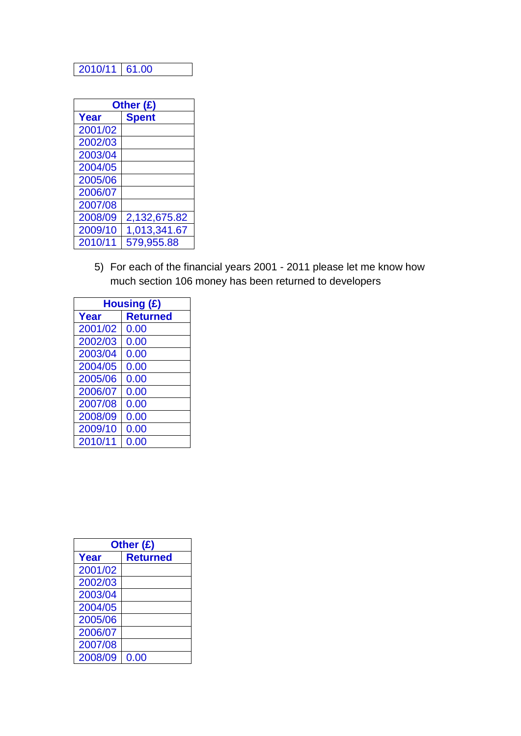| 2010/11 | 61.00 |
|---|---|

| Other (£) | |
|---|---|
| **Year** | **Spent** |
| 2001/02 | |
| 2002/03 | |
| 2003/04 | |
| 2004/05 | |
| 2005/06 | |
| 2006/07 | |
| 2007/08 | |
| 2008/09 | 2,132,675.82 |
| 2009/10 | 1,013,341.67 |
| 2010/11 | 579,955.88 |

5) For each of the financial years 2001 - 2011 please let me know how much section 106 money has been returned to developers

| Housing (£) | |
|---|---|
| **Year** | **Returned** |
| 2001/02 | 0.00 |
| 2002/03 | 0.00 |
| 2003/04 | 0.00 |
| 2004/05 | 0.00 |
| 2005/06 | 0.00 |
| 2006/07 | 0.00 |
| 2007/08 | 0.00 |
| 2008/09 | 0.00 |
| 2009/10 | 0.00 |
| 2010/11 | 0.00 |

| Other (£) | |
|---|---|
| **Year** | **Returned** |
| 2001/02 | |
| 2002/03 | |
| 2003/04 | |
| 2004/05 | |
| 2005/06 | |
| 2006/07 | |
| 2007/08 | |
| 2008/09 | 0.00 |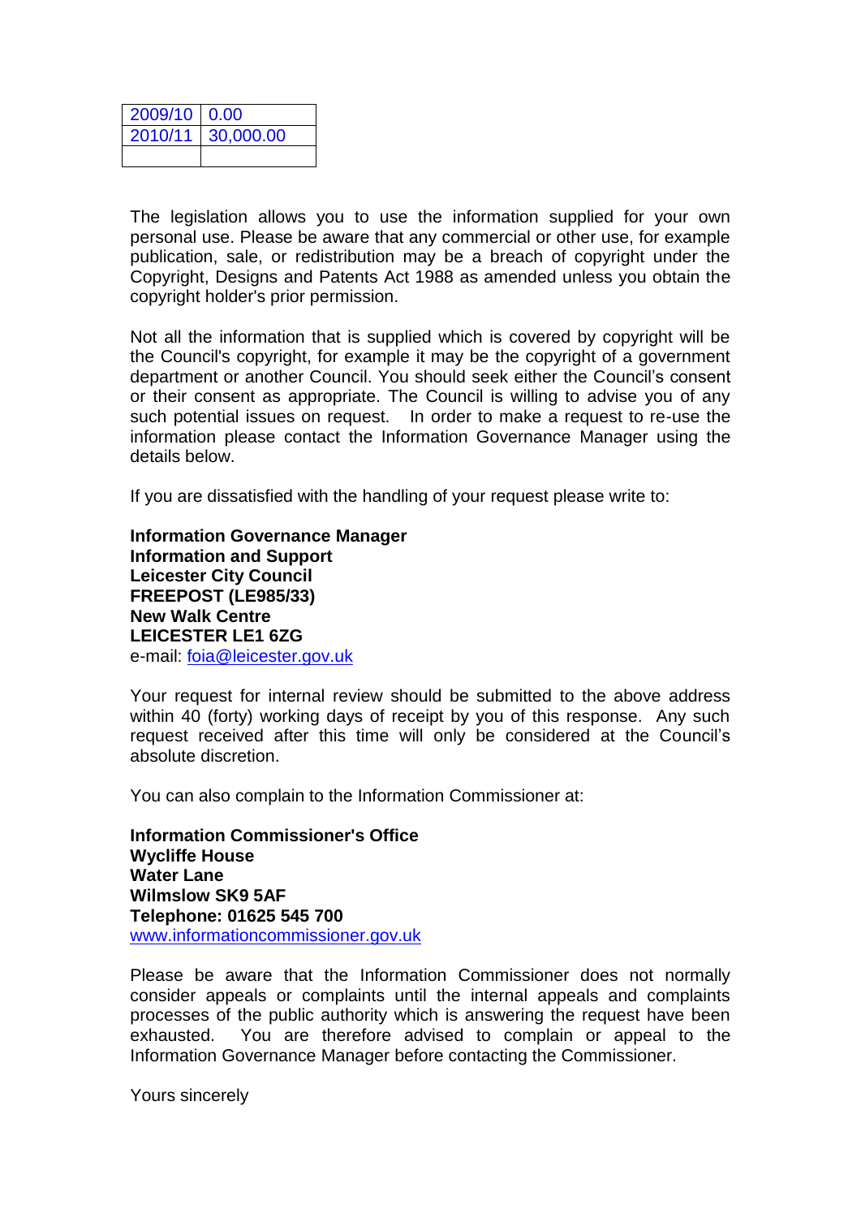| | |
|---|---|
| 2009/10 | 0.00 |
| 2010/11 | 30,000.00 |
| | |

The legislation allows you to use the information supplied for your own personal use. Please be aware that any commercial or other use, for example publication, sale, or redistribution may be a breach of copyright under the Copyright, Designs and Patents Act 1988 as amended unless you obtain the copyright holder's prior permission.

Not all the information that is supplied which is covered by copyright will be the Council's copyright, for example it may be the copyright of a government department or another Council. You should seek either the Council's consent or their consent as appropriate. The Council is willing to advise you of any such potential issues on request. In order to make a request to re-use the information please contact the Information Governance Manager using the details below.

If you are dissatisfied with the handling of your request please write to:

**Information Governance Manager**
**Information and Support**
**Leicester City Council**
**FREEPOST (LE985/33)**
**New Walk Centre**
**LEICESTER LE1 6ZG**
e-mail: foia@leicester.gov.uk

Your request for internal review should be submitted to the above address within 40 (forty) working days of receipt by you of this response. Any such request received after this time will only be considered at the Council's absolute discretion.

You can also complain to the Information Commissioner at:

**Information Commissioner's Office**
**Wycliffe House**
**Water Lane**
**Wilmslow SK9 5AF**
**Telephone: 01625 545 700**
www.informationcommissioner.gov.uk

Please be aware that the Information Commissioner does not normally consider appeals or complaints until the internal appeals and complaints processes of the public authority which is answering the request have been exhausted. You are therefore advised to complain or appeal to the Information Governance Manager before contacting the Commissioner.

Yours sincerely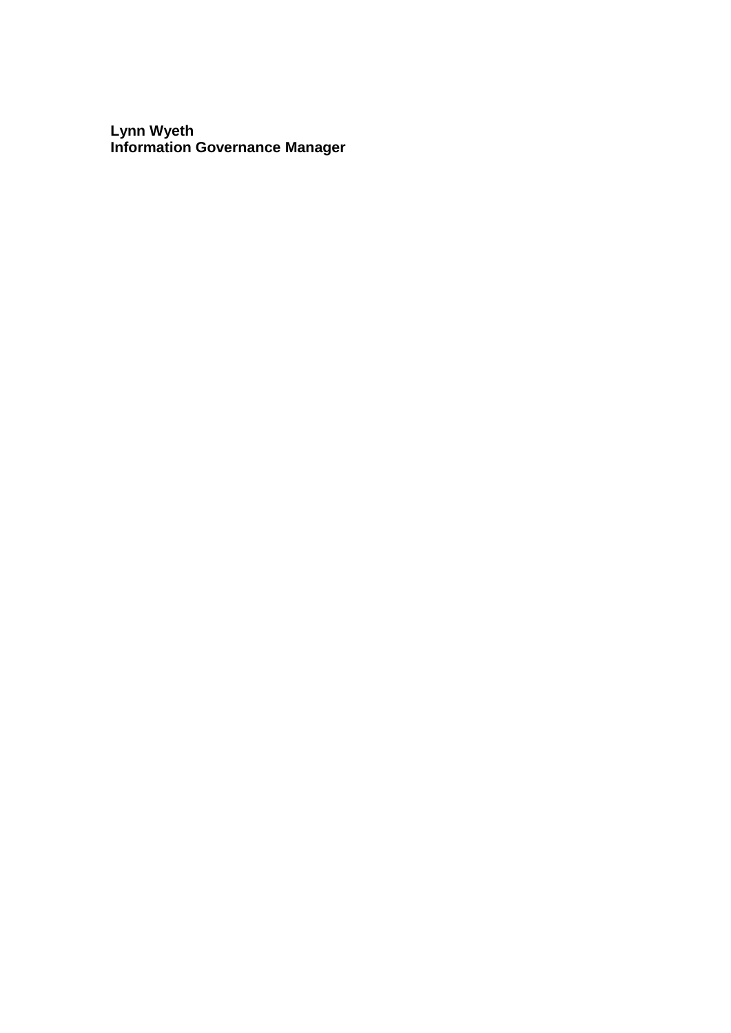**Lynn Wyeth**
**Information Governance Manager**